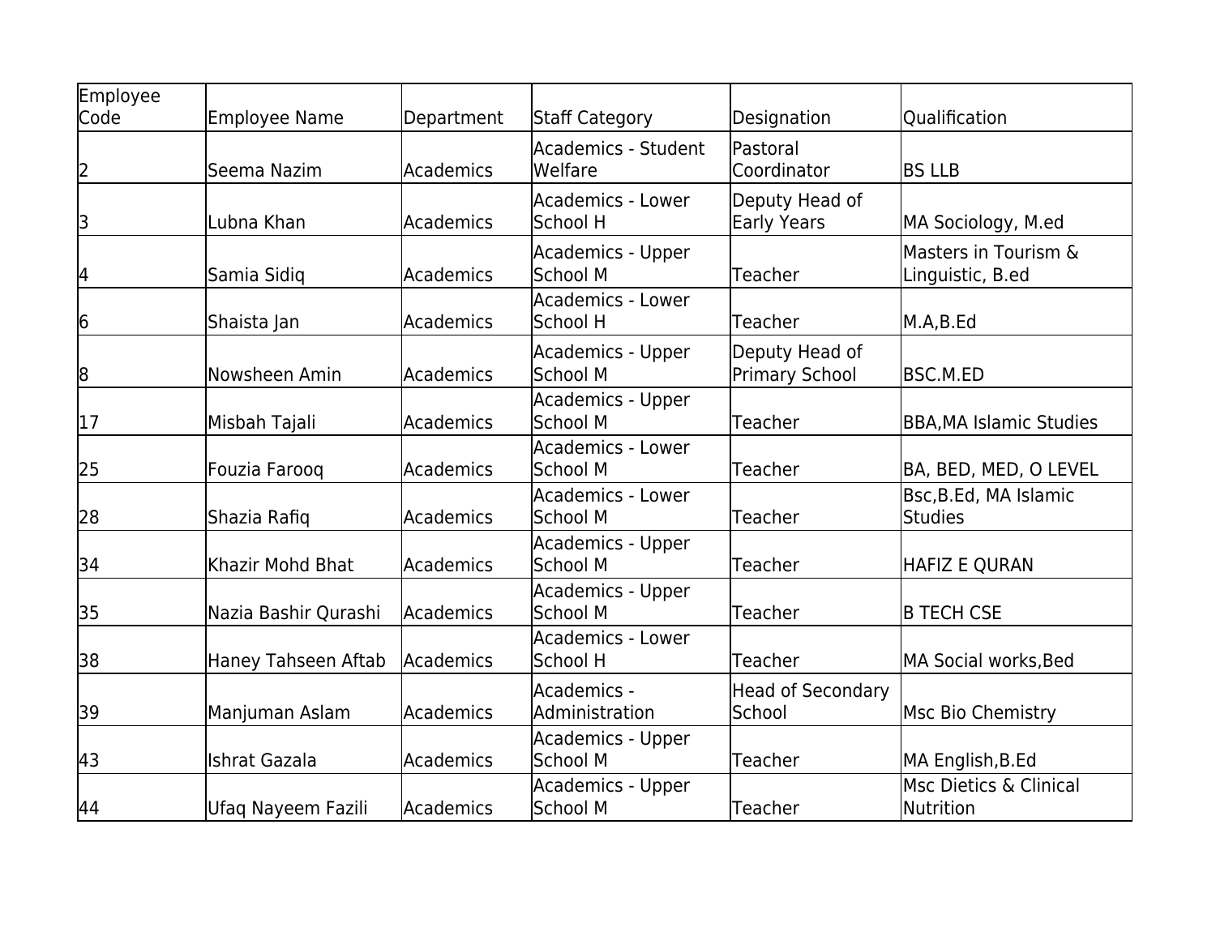| Employee Code | Employee Name | Department | Staff Category | Designation | Qualification |
|---|---|---|---|---|---|
| 2 | Seema Nazim | Academics | Academics - Student Welfare | Pastoral Coordinator | BS LLB |
| 3 | Lubna Khan | Academics | Academics - Lower School H | Deputy Head of Early Years | MA Sociology, M.ed |
| 4 | Samia Sidiq | Academics | Academics - Upper School M | Teacher | Masters in Tourism & Linguistic, B.ed |
| 6 | Shaista Jan | Academics | Academics - Lower School H | Teacher | M.A,B.Ed |
| 8 | Nowsheen Amin | Academics | Academics - Upper School M | Deputy Head of Primary School | BSC.M.ED |
| 17 | Misbah Tajali | Academics | Academics - Upper School M | Teacher | BBA,MA Islamic Studies |
| 25 | Fouzia Farooq | Academics | Academics - Lower School M | Teacher | BA, BED, MED, O LEVEL |
| 28 | Shazia Rafiq | Academics | Academics - Lower School M | Teacher | Bsc,B.Ed, MA Islamic Studies |
| 34 | Khazir Mohd Bhat | Academics | Academics - Upper School M | Teacher | HAFIZ E QURAN |
| 35 | Nazia Bashir Qurashi | Academics | Academics - Upper School M | Teacher | B TECH CSE |
| 38 | Haney Tahseen Aftab | Academics | Academics - Lower School H | Teacher | MA Social works,Bed |
| 39 | Manjuman Aslam | Academics | Academics - Administration | Head of Secondary School | Msc Bio Chemistry |
| 43 | Ishrat Gazala | Academics | Academics - Upper School M | Teacher | MA English,B.Ed |
| 44 | Ufaq Nayeem Fazili | Academics | Academics - Upper School M | Teacher | Msc Dietics & Clinical Nutrition |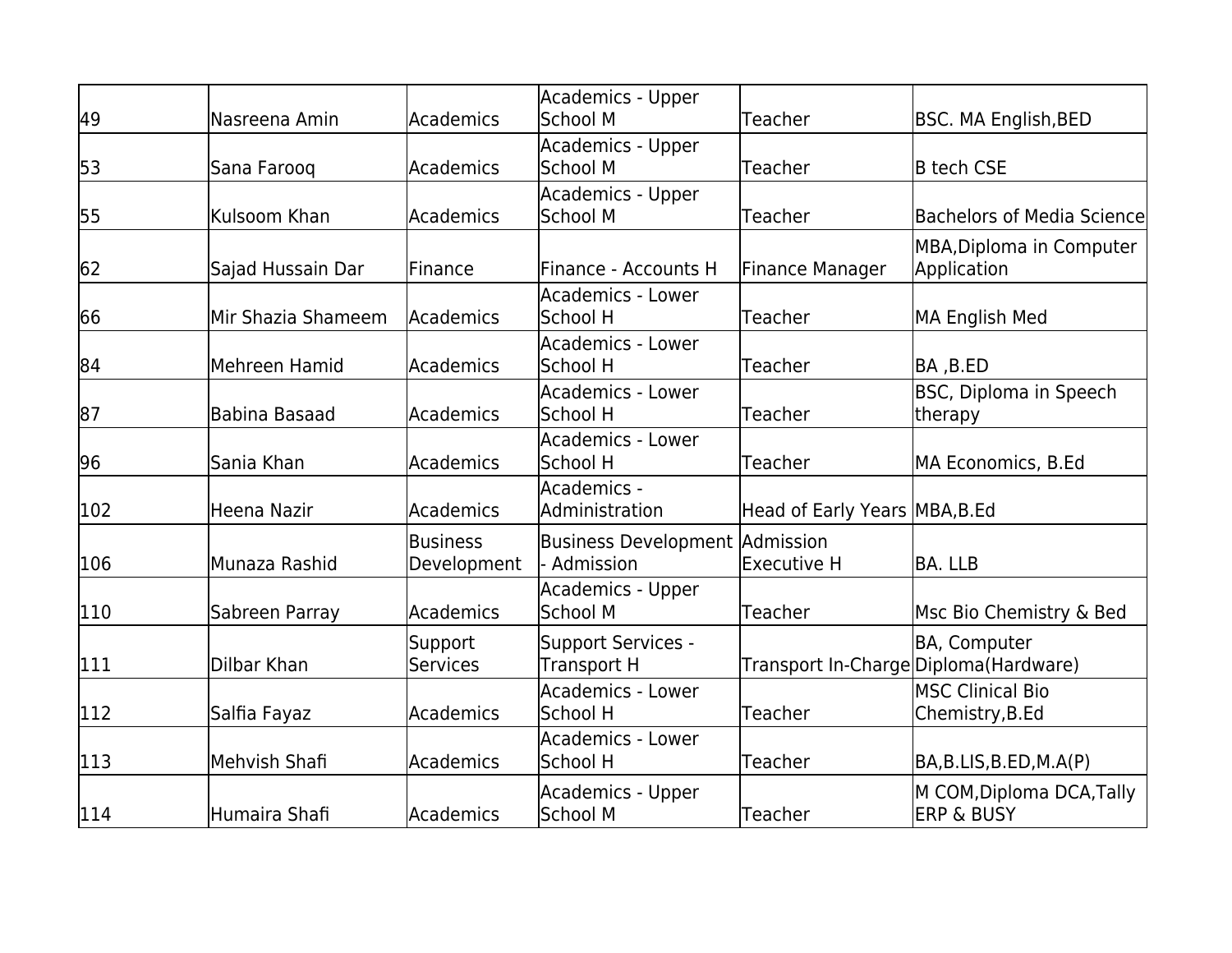| | | | | | |
|---|---|---|---|---|---|
| 49 | Nasreena Amin | Academics | Academics - Upper School M | Teacher | BSC. MA English,BED |
| 53 | Sana Farooq | Academics | Academics - Upper School M | Teacher | B tech CSE |
| 55 | Kulsoom Khan | Academics | Academics - Upper School M | Teacher | Bachelors of Media Science |
| 62 | Sajad Hussain Dar | Finance | Finance - Accounts H | Finance Manager | MBA,Diploma in Computer Application |
| 66 | Mir Shazia Shameem | Academics | Academics - Lower School H | Teacher | MA English Med |
| 84 | Mehreen Hamid | Academics | Academics - Lower School H | Teacher | BA ,B.ED |
| 87 | Babina Basaad | Academics | Academics - Lower School H | Teacher | BSC, Diploma in Speech therapy |
| 96 | Sania Khan | Academics | Academics - Lower School H | Teacher | MA Economics, B.Ed |
| 102 | Heena Nazir | Academics | Academics - Administration | Head of Early Years | MBA,B.Ed |
| 106 | Munaza Rashid | Business Development | Business Development - Admission | Admission Executive H | BA. LLB |
| 110 | Sabreen Parray | Academics | Academics - Upper School M | Teacher | Msc Bio Chemistry & Bed |
| 111 | Dilbar Khan | Support Services | Support Services - Transport H | Transport In-Charge | BA, Computer Diploma(Hardware) |
| 112 | Salfia Fayaz | Academics | Academics - Lower School H | Teacher | MSC Clinical Bio Chemistry,B.Ed |
| 113 | Mehvish Shafi | Academics | Academics - Lower School H | Teacher | BA,B.LIS,B.ED,M.A(P) |
| 114 | Humaira Shafi | Academics | Academics - Upper School M | Teacher | M COM,Diploma DCA,Tally ERP & BUSY |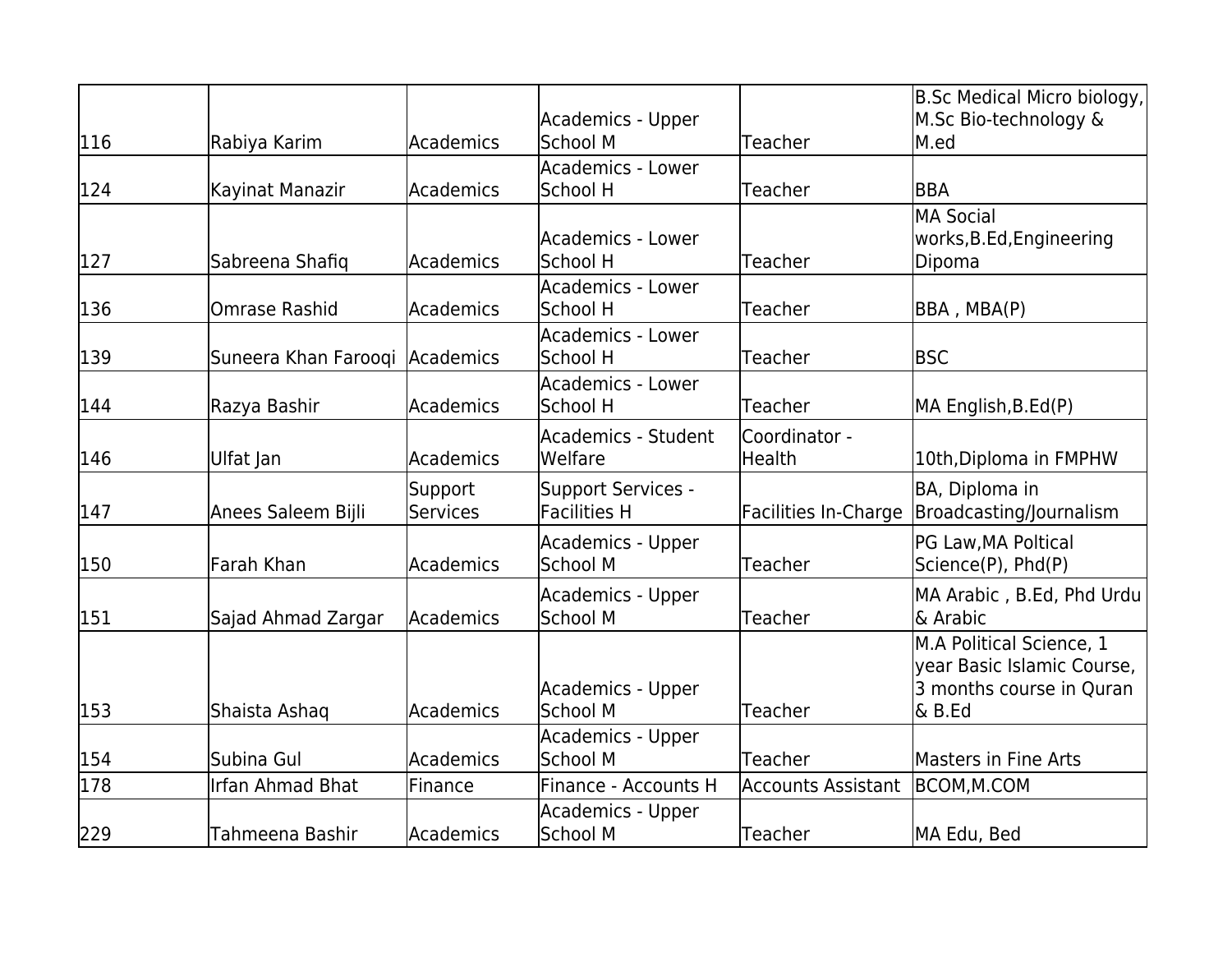| 116 | Rabiya Karim | Academics | Academics - Upper School M | Teacher | B.Sc Medical Micro biology, M.Sc Bio-technology & M.ed |
|---|---|---|---|---|---|
| 124 | Kayinat Manazir | Academics | Academics - Lower School H | Teacher | BBA |
| 127 | Sabreena Shafiq | Academics | Academics - Lower School H | Teacher | MA Social works,B.Ed,Engineering Dipoma |
| 136 | Omrase Rashid | Academics | Academics - Lower School H | Teacher | BBA , MBA(P) |
| 139 | Suneera Khan Farooqi | Academics | Academics - Lower School H | Teacher | BSC |
| 144 | Razya Bashir | Academics | Academics - Lower School H | Teacher | MA English,B.Ed(P) |
| 146 | Ulfat Jan | Academics | Academics - Student Welfare | Coordinator - Health | 10th,Diploma in FMPHW |
| 147 | Anees Saleem Bijli | Support Services | Support Services - Facilities H | Facilities In-Charge | BA, Diploma in Broadcasting/Journalism |
| 150 | Farah Khan | Academics | Academics - Upper School M | Teacher | PG Law,MA Poltical Science(P), Phd(P) |
| 151 | Sajad Ahmad Zargar | Academics | Academics - Upper School M | Teacher | MA Arabic , B.Ed, Phd Urdu & Arabic |
| 153 | Shaista Ashaq | Academics | Academics - Upper School M | Teacher | M.A Political Science, 1 year Basic Islamic Course, 3 months course in Quran & B.Ed |
| 154 | Subina Gul | Academics | Academics - Upper School M | Teacher | Masters in Fine Arts |
| 178 | Irfan Ahmad Bhat | Finance | Finance - Accounts H | Accounts Assistant | BCOM,M.COM |
| 229 | Tahmeena Bashir | Academics | Academics - Upper School M | Teacher | MA Edu, Bed |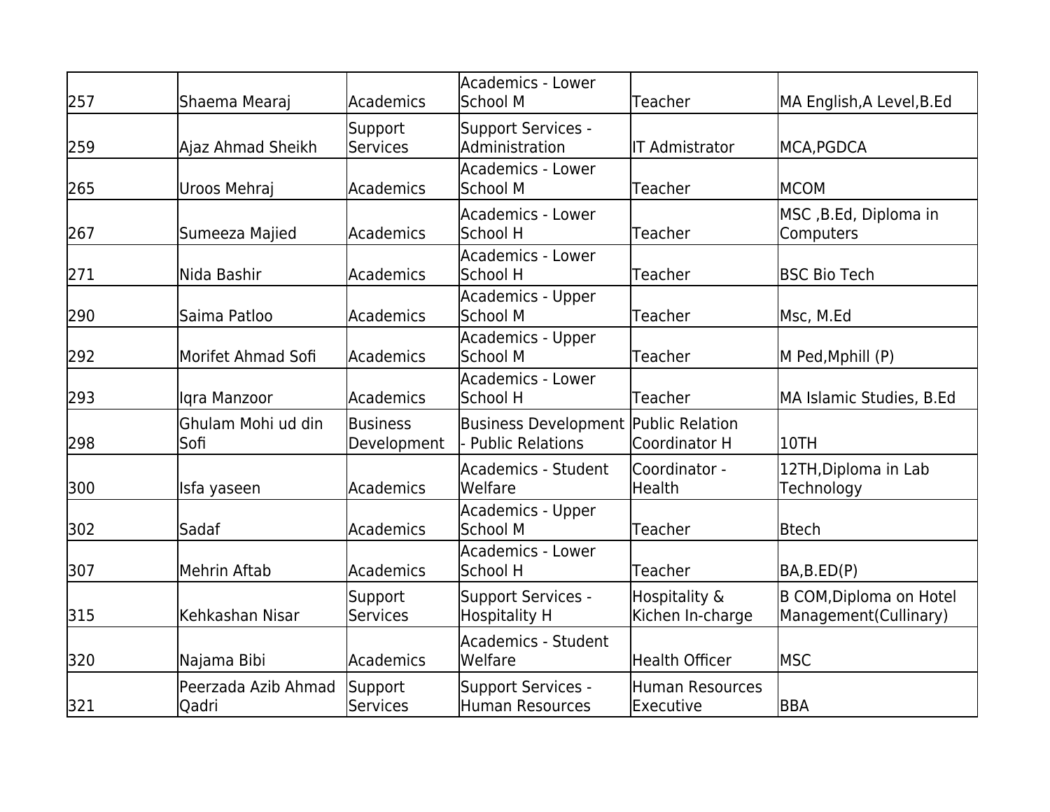| | | | | | |
|---|---|---|---|---|---|
| 257 | Shaema Mearaj | Academics | Academics - Lower School M | Teacher | MA English,A Level,B.Ed |
| 259 | Ajaz Ahmad Sheikh | Support Services | Support Services - Administration | IT Admistrator | MCA,PGDCA |
| 265 | Uroos Mehraj | Academics | Academics - Lower School M | Teacher | MCOM |
| 267 | Sumeeza Majied | Academics | Academics - Lower School H | Teacher | MSC ,B.Ed, Diploma in Computers |
| 271 | Nida Bashir | Academics | Academics - Lower School H | Teacher | BSC Bio Tech |
| 290 | Saima Patloo | Academics | Academics - Upper School M | Teacher | Msc, M.Ed |
| 292 | Morifet Ahmad Sofi | Academics | Academics - Upper School M | Teacher | M Ped,Mphill (P) |
| 293 | Iqra Manzoor | Academics | Academics - Lower School H | Teacher | MA Islamic Studies, B.Ed |
| 298 | Ghulam Mohi ud din Sofi | Business Development | Business Development - Public Relations | Public Relation Coordinator H | 10TH |
| 300 | Isfa yaseen | Academics | Academics - Student Welfare | Coordinator - Health | 12TH,Diploma in Lab Technology |
| 302 | Sadaf | Academics | Academics - Upper School M | Teacher | Btech |
| 307 | Mehrin Aftab | Academics | Academics - Lower School H | Teacher | BA,B.ED(P) |
| 315 | Kehkashan Nisar | Support Services | Support Services - Hospitality H | Hospitality & Kichen In-charge | B COM,Diploma on Hotel Management(Cullinary) |
| 320 | Najama Bibi | Academics | Academics - Student Welfare | Health Officer | MSC |
| 321 | Peerzada Azib Ahmad Qadri | Support Services | Support Services - Human Resources | Human Resources Executive | BBA |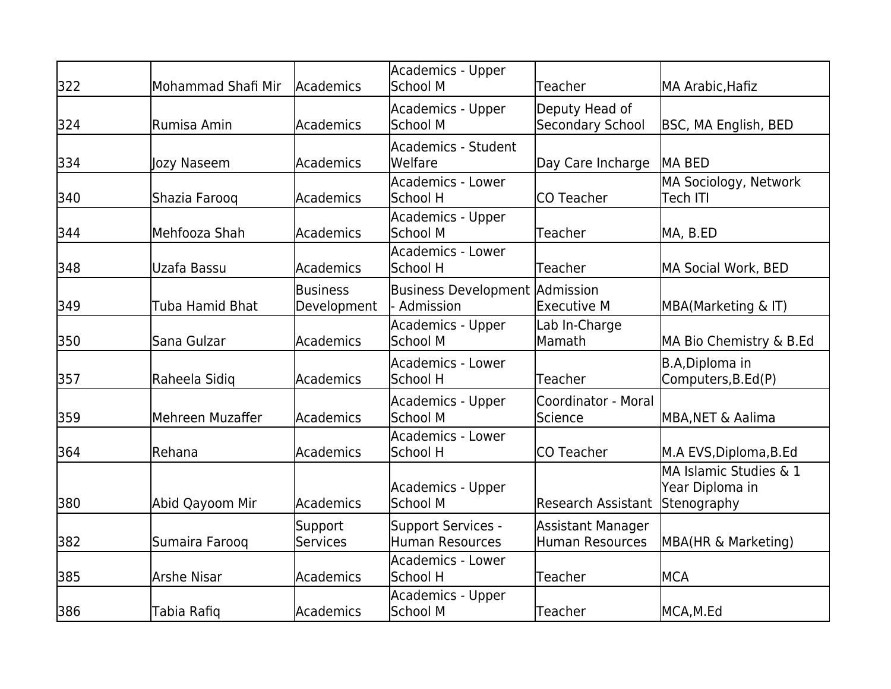| | | | | | |
|---|---|---|---|---|---|
| 322 | Mohammad Shafi Mir | Academics | Academics - Upper School M | Teacher | MA Arabic,Hafiz |
| 324 | Rumisa Amin | Academics | Academics - Upper School M | Deputy Head of Secondary School | BSC, MA English, BED |
| 334 | Jozy Naseem | Academics | Academics - Student Welfare | Day Care Incharge | MA BED |
| 340 | Shazia Farooq | Academics | Academics - Lower School H | CO Teacher | MA Sociology, Network Tech ITI |
| 344 | Mehfooza Shah | Academics | Academics - Upper School M | Teacher | MA, B.ED |
| 348 | Uzafa Bassu | Academics | Academics - Lower School H | Teacher | MA Social Work, BED |
| 349 | Tuba Hamid Bhat | Business Development | Business Development - Admission | Admission Executive M | MBA(Marketing & IT) |
| 350 | Sana Gulzar | Academics | Academics - Upper School M | Lab In-Charge Mamath | MA Bio Chemistry & B.Ed |
| 357 | Raheela Sidiq | Academics | Academics - Lower School H | Teacher | B.A,Diploma in Computers,B.Ed(P) |
| 359 | Mehreen Muzaffer | Academics | Academics - Upper School M | Coordinator - Moral Science | MBA,NET & Aalima |
| 364 | Rehana | Academics | Academics - Lower School H | CO Teacher | M.A EVS,Diploma,B.Ed |
| 380 | Abid Qayoom Mir | Academics | Academics - Upper School M | Research Assistant | MA Islamic Studies & 1 Year Diploma in Stenography |
| 382 | Sumaira Farooq | Support Services | Support Services - Human Resources | Assistant Manager Human Resources | MBA(HR & Marketing) |
| 385 | Arshe Nisar | Academics | Academics - Lower School H | Teacher | MCA |
| 386 | Tabia Rafiq | Academics | Academics - Upper School M | Teacher | MCA,M.Ed |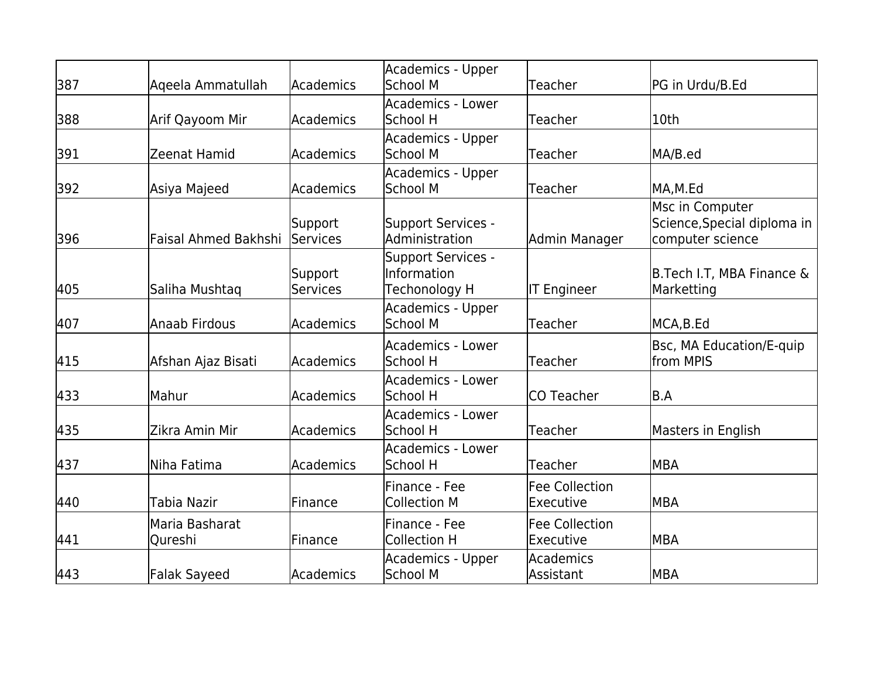| | | | | | |
|---|---|---|---|---|---|
| 387 | Aqeela Ammatullah | Academics | Academics - Upper School M | Teacher | PG in Urdu/B.Ed |
| 388 | Arif Qayoom Mir | Academics | Academics - Lower School H | Teacher | 10th |
| 391 | Zeenat Hamid | Academics | Academics - Upper School M | Teacher | MA/B.ed |
| 392 | Asiya Majeed | Academics | Academics - Upper School M | Teacher | MA,M.Ed |
| 396 | Faisal Ahmed Bakhshi | Support Services | Support Services - Administration | Admin Manager | Msc in Computer Science,Special diploma in computer science |
| 405 | Saliha Mushtaq | Support Services | Support Services - Information Techonology H | IT Engineer | B.Tech I.T, MBA Finance & Marketting |
| 407 | Anaab Firdous | Academics | Academics - Upper School M | Teacher | MCA,B.Ed |
| 415 | Afshan Ajaz Bisati | Academics | Academics - Lower School H | Teacher | Bsc, MA Education/E-quip from MPIS |
| 433 | Mahur | Academics | Academics - Lower School H | CO Teacher | B.A |
| 435 | Zikra Amin Mir | Academics | Academics - Lower School H | Teacher | Masters in English |
| 437 | Niha Fatima | Academics | Academics - Lower School H | Teacher | MBA |
| 440 | Tabia Nazir | Finance | Finance - Fee Collection M | Fee Collection Executive | MBA |
| 441 | Maria Basharat Qureshi | Finance | Finance - Fee Collection H | Fee Collection Executive | MBA |
| 443 | Falak Sayeed | Academics | Academics - Upper School M | Academics Assistant | MBA |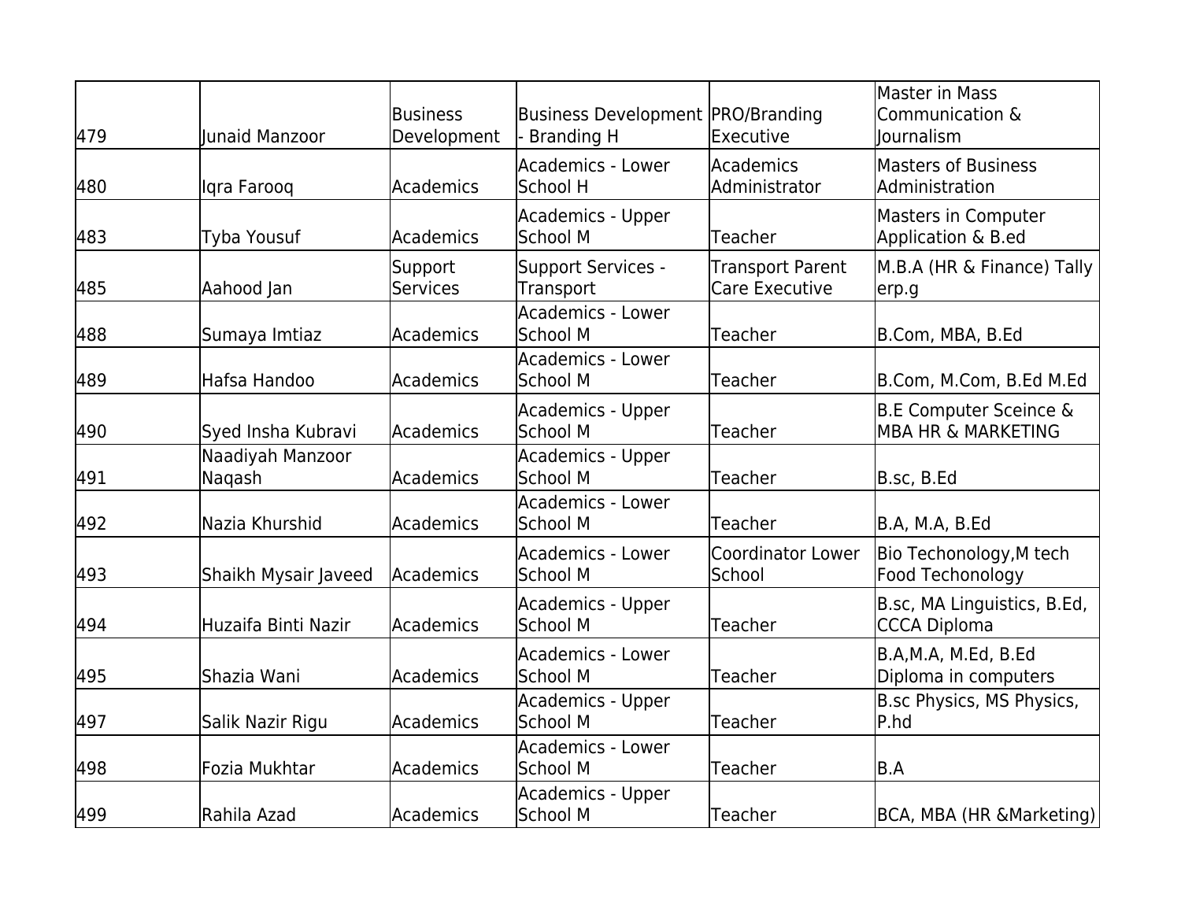| | | | | | |
|---|---|---|---|---|---|
| 479 | Junaid Manzoor | Business Development | Business Development - Branding H | PRO/Branding Executive | Master in Mass Communication & Journalism |
| 480 | Iqra Farooq | Academics | Academics - Lower School H | Academics Administrator | Masters of Business Administration |
| 483 | Tyba Yousuf | Academics | Academics - Upper School M | Teacher | Masters in Computer Application & B.ed |
| 485 | Aahood Jan | Support Services | Support Services - Transport | Transport Parent Care Executive | M.B.A (HR & Finance) Tally erp.g |
| 488 | Sumaya Imtiaz | Academics | Academics - Lower School M | Teacher | B.Com, MBA, B.Ed |
| 489 | Hafsa Handoo | Academics | Academics - Lower School M | Teacher | B.Com, M.Com, B.Ed M.Ed |
| 490 | Syed Insha Kubravi | Academics | Academics - Upper School M | Teacher | B.E Computer Sceince & MBA HR & MARKETING |
| 491 | Naadiyah Manzoor Naqash | Academics | Academics - Upper School M | Teacher | B.sc, B.Ed |
| 492 | Nazia Khurshid | Academics | Academics - Lower School M | Teacher | B.A, M.A, B.Ed |
| 493 | Shaikh Mysair Javeed | Academics | Academics - Lower School M | Coordinator Lower School | Bio Techonology,M tech Food Techonology |
| 494 | Huzaifa Binti Nazir | Academics | Academics - Upper School M | Teacher | B.sc, MA Linguistics, B.Ed, CCCA Diploma |
| 495 | Shazia Wani | Academics | Academics - Lower School M | Teacher | B.A,M.A, M.Ed, B.Ed Diploma in computers |
| 497 | Salik Nazir Rigu | Academics | Academics - Upper School M | Teacher | B.sc Physics, MS Physics, P.hd |
| 498 | Fozia Mukhtar | Academics | Academics - Lower School M | Teacher | B.A |
| 499 | Rahila Azad | Academics | Academics - Upper School M | Teacher | BCA, MBA (HR &Marketing) |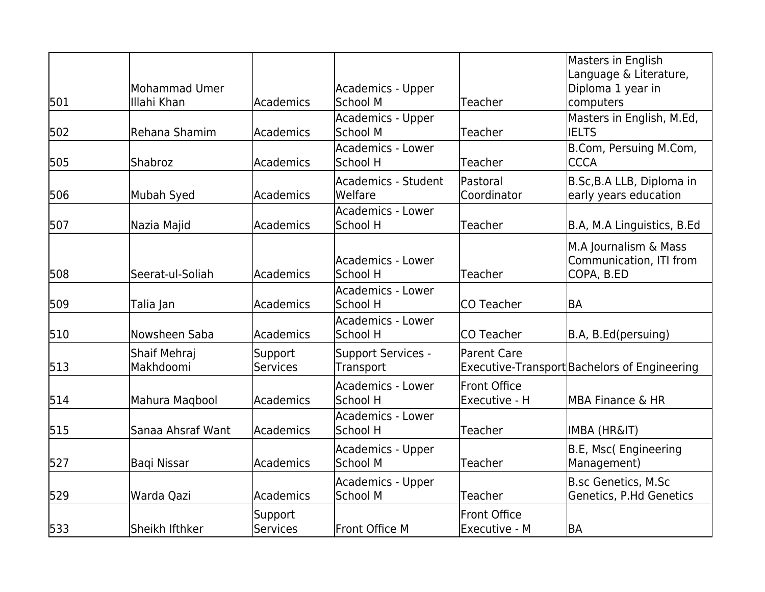| | | | | | |
|---|---|---|---|---|---|
| 501 | Mohammad Umer Illahi Khan | Academics | Academics - Upper School M | Teacher | Masters in English Language & Literature, Diploma 1 year in computers |
| 502 | Rehana Shamim | Academics | Academics - Upper School M | Teacher | Masters in English, M.Ed, IELTS |
| 505 | Shabroz | Academics | Academics - Lower School H | Teacher | B.Com, Persuing M.Com, CCCA |
| 506 | Mubah Syed | Academics | Academics - Student Welfare | Pastoral Coordinator | B.Sc,B.A LLB, Diploma in early years education |
| 507 | Nazia Majid | Academics | Academics - Lower School H | Teacher | B.A, M.A Linguistics, B.Ed |
| 508 | Seerat-ul-Soliah | Academics | Academics - Lower School H | Teacher | M.A Journalism & Mass Communication, ITI from COPA, B.ED |
| 509 | Talia Jan | Academics | Academics - Lower School H | CO Teacher | BA |
| 510 | Nowsheen Saba | Academics | Academics - Lower School H | CO Teacher | B.A, B.Ed(persuing) |
| 513 | Shaif Mehraj Makhdoomi | Support Services | Support Services - Transport | Parent Care Executive-Transport | Bachelors of Engineering |
| 514 | Mahura Maqbool | Academics | Academics - Lower School H | Front Office Executive - H | MBA Finance & HR |
| 515 | Sanaa Ahsraf Want | Academics | Academics - Lower School H | Teacher | IMBA (HR&IT) |
| 527 | Baqi Nissar | Academics | Academics - Upper School M | Teacher | B.E, Msc( Engineering Management) |
| 529 | Warda Qazi | Academics | Academics - Upper School M | Teacher | B.sc Genetics, M.Sc Genetics, P.Hd Genetics |
| 533 | Sheikh Ifthker | Support Services | Front Office M | Front Office Executive - M | BA |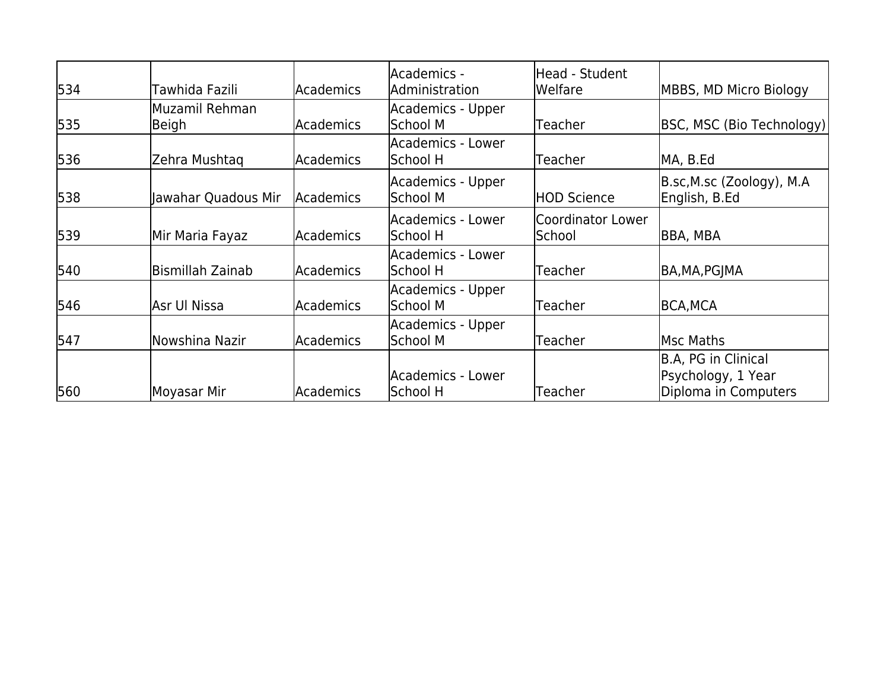| | | | | | |
|---|---|---|---|---|---|
| 534 | Tawhida Fazili | Academics | Academics - Administration | Head - Student Welfare | MBBS, MD Micro Biology |
| 535 | Muzamil Rehman Beigh | Academics | Academics - Upper School M | Teacher | BSC, MSC (Bio Technology) |
| 536 | Zehra Mushtaq | Academics | Academics - Lower School H | Teacher | MA, B.Ed |
| 538 | Jawahar Quadous Mir | Academics | Academics - Upper School M | HOD Science | B.sc,M.sc (Zoology), M.A English, B.Ed |
| 539 | Mir Maria Fayaz | Academics | Academics - Lower School H | Coordinator Lower School | BBA, MBA |
| 540 | Bismillah Zainab | Academics | Academics - Lower School H | Teacher | BA,MA,PGJMA |
| 546 | Asr Ul Nissa | Academics | Academics - Upper School M | Teacher | BCA,MCA |
| 547 | Nowshina Nazir | Academics | Academics - Upper School M | Teacher | Msc Maths |
| 560 | Moyasar Mir | Academics | Academics - Lower School H | Teacher | B.A, PG in Clinical Psychology, 1 Year Diploma in Computers |